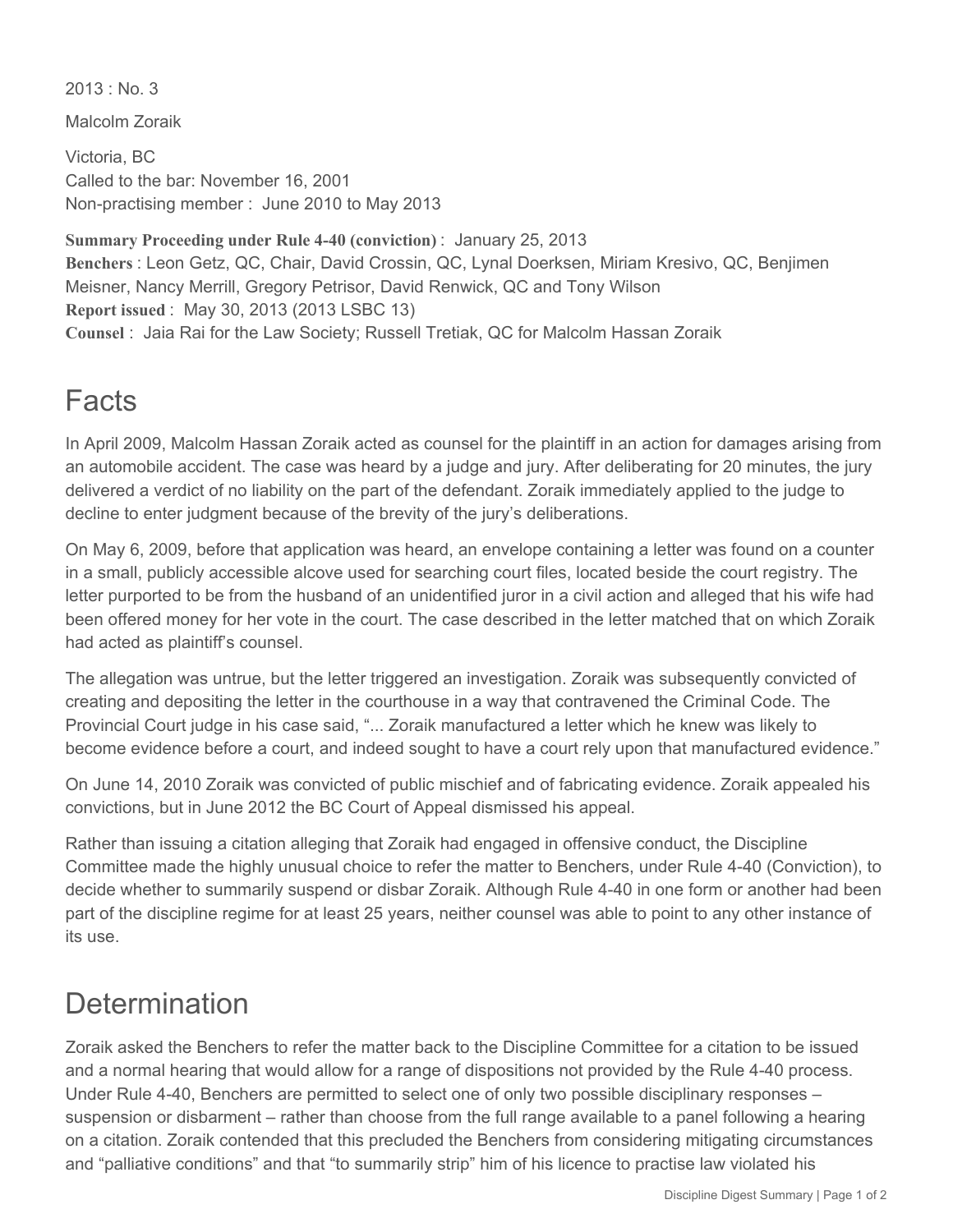2013 : No. 3

Malcolm Zoraik

Victoria, BC
Called to the bar: November 16, 2001
Non-practising member : June 2010 to May 2013

**Summary Proceeding under Rule 4-40 (conviction)** : January 25, 2013
**Benchers** : Leon Getz, QC, Chair, David Crossin, QC, Lynal Doerksen, Miriam Kresivo, QC, Benjimen Meisner, Nancy Merrill, Gregory Petrisor, David Renwick, QC and Tony Wilson
**Report issued** : May 30, 2013 (2013 LSBC 13)
**Counsel** : Jaia Rai for the Law Society; Russell Tretiak, QC for Malcolm Hassan Zoraik

# Facts

In April 2009, Malcolm Hassan Zoraik acted as counsel for the plaintiff in an action for damages arising from an automobile accident. The case was heard by a judge and jury. After deliberating for 20 minutes, the jury delivered a verdict of no liability on the part of the defendant. Zoraik immediately applied to the judge to decline to enter judgment because of the brevity of the jury's deliberations.

On May 6, 2009, before that application was heard, an envelope containing a letter was found on a counter in a small, publicly accessible alcove used for searching court files, located beside the court registry. The letter purported to be from the husband of an unidentified juror in a civil action and alleged that his wife had been offered money for her vote in the court. The case described in the letter matched that on which Zoraik had acted as plaintiff's counsel.

The allegation was untrue, but the letter triggered an investigation. Zoraik was subsequently convicted of creating and depositing the letter in the courthouse in a way that contravened the Criminal Code. The Provincial Court judge in his case said, "... Zoraik manufactured a letter which he knew was likely to become evidence before a court, and indeed sought to have a court rely upon that manufactured evidence."

On June 14, 2010 Zoraik was convicted of public mischief and of fabricating evidence. Zoraik appealed his convictions, but in June 2012 the BC Court of Appeal dismissed his appeal.

Rather than issuing a citation alleging that Zoraik had engaged in offensive conduct, the Discipline Committee made the highly unusual choice to refer the matter to Benchers, under Rule 4-40 (Conviction), to decide whether to summarily suspend or disbar Zoraik. Although Rule 4-40 in one form or another had been part of the discipline regime for at least 25 years, neither counsel was able to point to any other instance of its use.

# Determination

Zoraik asked the Benchers to refer the matter back to the Discipline Committee for a citation to be issued and a normal hearing that would allow for a range of dispositions not provided by the Rule 4-40 process. Under Rule 4-40, Benchers are permitted to select one of only two possible disciplinary responses – suspension or disbarment – rather than choose from the full range available to a panel following a hearing on a citation. Zoraik contended that this precluded the Benchers from considering mitigating circumstances and "palliative conditions" and that "to summarily strip" him of his licence to practise law violated his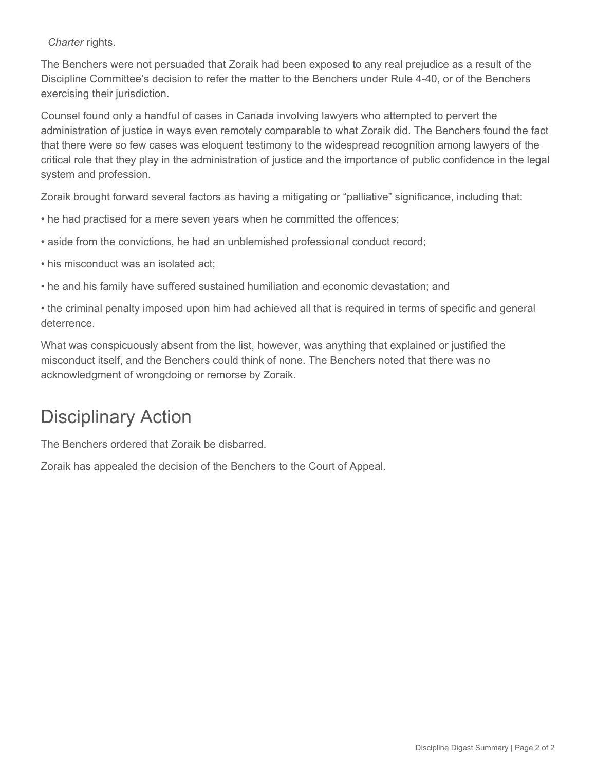*Charter* rights.

The Benchers were not persuaded that Zoraik had been exposed to any real prejudice as a result of the Discipline Committee's decision to refer the matter to the Benchers under Rule 4-40, or of the Benchers exercising their jurisdiction.

Counsel found only a handful of cases in Canada involving lawyers who attempted to pervert the administration of justice in ways even remotely comparable to what Zoraik did. The Benchers found the fact that there were so few cases was eloquent testimony to the widespread recognition among lawyers of the critical role that they play in the administration of justice and the importance of public confidence in the legal system and profession.

Zoraik brought forward several factors as having a mitigating or "palliative" significance, including that:

- he had practised for a mere seven years when he committed the offences;
- aside from the convictions, he had an unblemished professional conduct record;
- his misconduct was an isolated act;
- he and his family have suffered sustained humiliation and economic devastation; and
- the criminal penalty imposed upon him had achieved all that is required in terms of specific and general deterrence.

What was conspicuously absent from the list, however, was anything that explained or justified the misconduct itself, and the Benchers could think of none. The Benchers noted that there was no acknowledgment of wrongdoing or remorse by Zoraik.

## Disciplinary Action

The Benchers ordered that Zoraik be disbarred.

Zoraik has appealed the decision of the Benchers to the Court of Appeal.